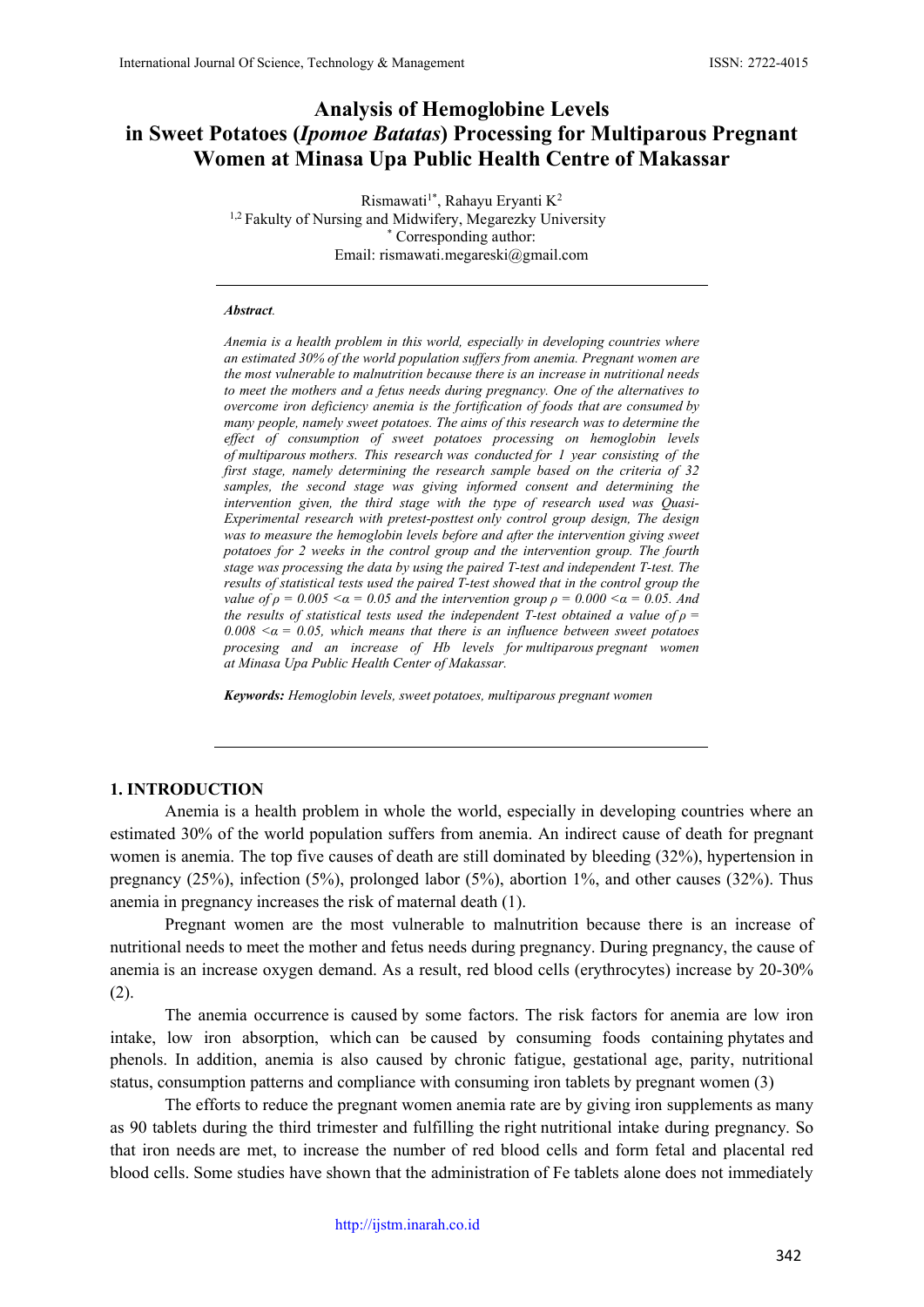# Analysis of Hemoglobine Levels in Sweet Potatoes (*Ipomoe Batatas*) Processing for Multiparous Pregnant Women at Minasa Upa Public Health Centre of Makassar

Rismawati[1*], Rahayu Eryanti K[2]

[1,2] Fakulty of Nursing and Midwifery, Megarezky University

[*] Corresponding author:

Email: rismawati.megareski@gmail.com

***Abstract.***

*Anemia is a health problem in this world, especially in developing countries where an estimated 30% of the world population suffers from anemia. Pregnant women are the most vulnerable to malnutrition because there is an increase in nutritional needs to meet the mothers and a fetus needs during pregnancy. One of the alternatives to overcome iron deficiency anemia is the fortification of foods that are consumed by many people, namely sweet potatoes. The aims of this research was to determine the effect of consumption of sweet potatoes processing on hemoglobin levels of multiparous mothers. This research was conducted for 1 year consisting of the first stage, namely determining the research sample based on the criteria of 32 samples, the second stage was giving informed consent and determining the intervention given, the third stage with the type of research used was Quasi-Experimental research with pretest-posttest only control group design, The design was to measure the hemoglobin levels before and after the intervention giving sweet potatoes for 2 weeks in the control group and the intervention group. The fourth stage was processing the data by using the paired T-test and independent T-test. The results of statistical tests used the paired T-test showed that in the control group the value of $\rho = 0.005 < \alpha = 0.05$ and the intervention group $\rho = 0.000 < \alpha = 0.05$. And the results of statistical tests used the independent T-test obtained a value of $\rho = 0.008 < \alpha = 0.05$, which means that there is an influence between sweet potatoes procesing and an increase of Hb levels for multiparous pregnant women at Minasa Upa Public Health Center of Makassar.*

***Keywords:*** *Hemoglobin levels, sweet potatoes, multiparous pregnant women*

## 1. INTRODUCTION

Anemia is a health problem in whole the world, especially in developing countries where an estimated 30% of the world population suffers from anemia. An indirect cause of death for pregnant women is anemia. The top five causes of death are still dominated by bleeding (32%), hypertension in pregnancy (25%), infection (5%), prolonged labor (5%), abortion 1%, and other causes (32%). Thus anemia in pregnancy increases the risk of maternal death (1).

Pregnant women are the most vulnerable to malnutrition because there is an increase of nutritional needs to meet the mother and fetus needs during pregnancy. During pregnancy, the cause of anemia is an increase oxygen demand. As a result, red blood cells (erythrocytes) increase by 20-30% (2).

The anemia occurrence is caused by some factors. The risk factors for anemia are low iron intake, low iron absorption, which can be caused by consuming foods containing phytates and phenols. In addition, anemia is also caused by chronic fatigue, gestational age, parity, nutritional status, consumption patterns and compliance with consuming iron tablets by pregnant women (3)

The efforts to reduce the pregnant women anemia rate are by giving iron supplements as many as 90 tablets during the third trimester and fulfilling the right nutritional intake during pregnancy. So that iron needs are met, to increase the number of red cells and form fetal and placental red blood cells. Some studies have shown that the administration of Fe tablets alone does not immediately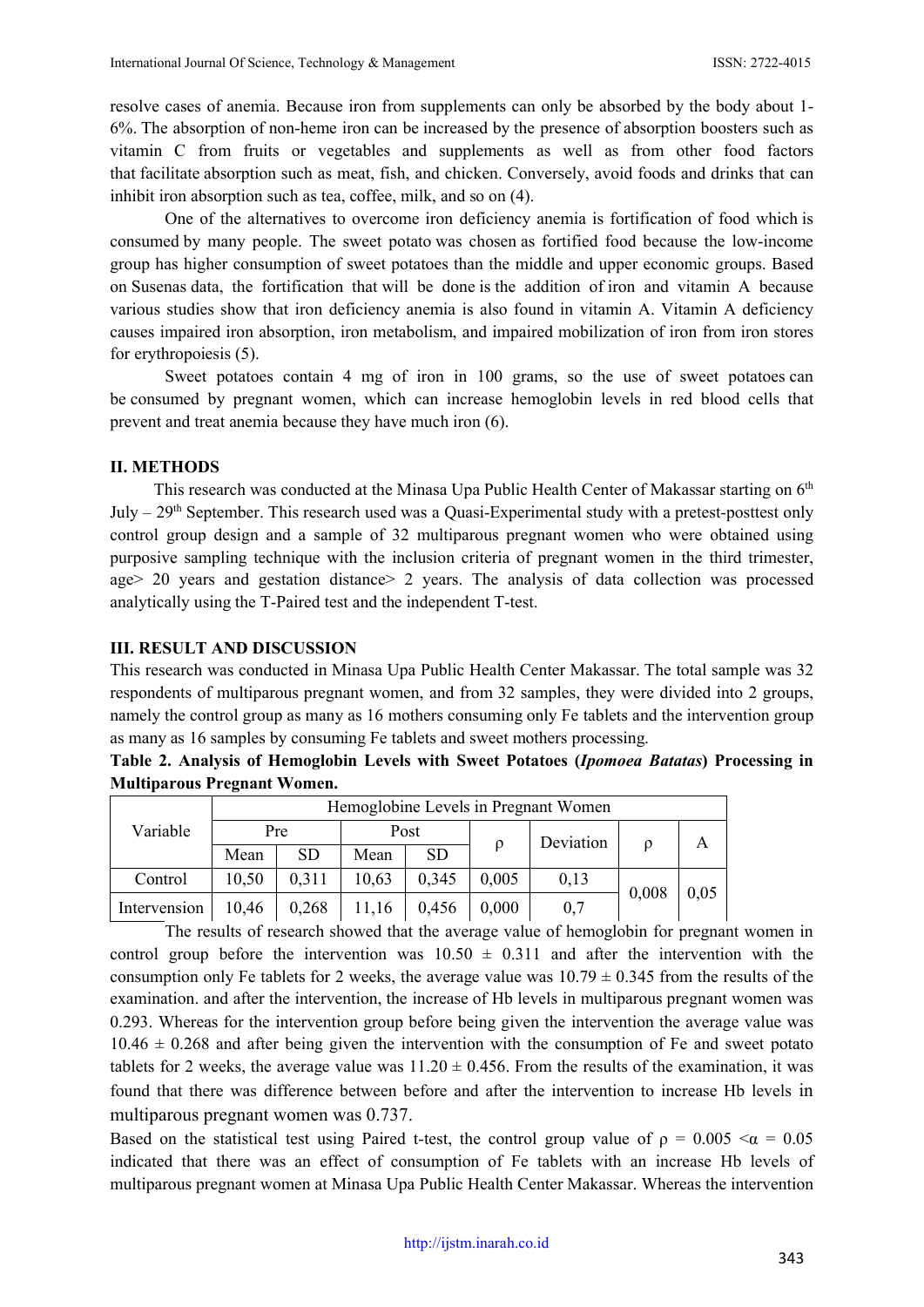resolve cases of anemia. Because iron from supplements can only be absorbed by the body about 1-6%. The absorption of non-heme iron can be increased by the presence of absorption boosters such as vitamin C from fruits or vegetables and supplements as well as from other food factors that facilitate absorption such as meat, fish, and chicken. Conversely, avoid foods and drinks that can inhibit iron absorption such as tea, coffee, milk, and so on (4).

One of the alternatives to overcome iron deficiency anemia is fortification of food which is consumed by many people. The sweet potato was chosen as fortified food because the low-income group has higher consumption of sweet potatoes than the middle and upper economic groups. Based on Susenas data, the fortification that will be done is the addition of iron and vitamin A because various studies show that iron deficiency anemia is also found in vitamin A. Vitamin A deficiency causes impaired iron absorption, iron metabolism, and impaired mobilization of iron from iron stores for erythropoiesis (5).

Sweet potatoes contain 4 mg of iron in 100 grams, so the use of sweet potatoes can be consumed by pregnant women, which can increase hemoglobin levels in red blood cells that prevent and treat anemia because they have much iron (6).

## II. METHODS

This research was conducted at the Minasa Upa Public Health Center of Makassar starting on 6th July – 29th September. This research used was a Quasi-Experimental study with a pretest-posttest only control group design and a sample of 32 multiparous pregnant women who were obtained using purposive sampling technique with the inclusion criteria of pregnant women in the third trimester, age> 20 years and gestation distance> 2 years. The analysis of data collection was processed analytically using the T-Paired test and the independent T-test.

## III. RESULT AND DISCUSSION

This research was conducted in Minasa Upa Public Health Center Makassar. The total sample was 32 respondents of multiparous pregnant women, and from 32 samples, they were divided into 2 groups, namely the control group as many as 16 mothers consuming only Fe tablets and the intervention group as many as 16 samples by consuming Fe tablets and sweet mothers processing.

**Table 2. Analysis of Hemoglobin Levels with Sweet Potatoes (*Ipomoea Batatas*) Processing in Multiparous Pregnant Women.**

| Variable | Hemoglobine Levels in Pregnant Women | | | | | | | |
|---|---|---|---|---|---|---|---|---|
| | Pre | | Post | | ρ | Deviation | ρ | A |
| | Mean | SD | Mean | SD | | | | |
| Control | 10,50 | 0,311 | 10,63 | 0,345 | 0,005 | 0,13 | 0,008 | 0,05 |
| Intervension | 10,46 | 0,268 | 11,16 | 0,456 | 0,000 | 0,7 | | |

The results of research showed that the average value of hemoglobin for pregnant women in control group before the intervention was $10.50 \pm 0.311$ and after the intervention with the consumption only Fe tablets for 2 weeks, the average value was $10.79 \pm 0.345$ from the results of the examination. and after the intervention, the increase of Hb levels in multiparous pregnant women was 0.293. Whereas for the intervention group before being given the intervention the average value was $10.46 \pm 0.268$ and after being given the intervention with the consumption of Fe and sweet potato tablets for 2 weeks, the average value was $11.20 \pm 0.456$. From the results of the examination, it was found that there was difference between before and after the intervention to increase Hb levels in multiparous pregnant women was 0.737.

Based on the statistical test using Paired t-test, the control group value of $\rho = 0.005 < \alpha = 0.05$ indicated that there was an effect of consumption of Fe tablets with an increase Hb levels of multiparous pregnant women at Minasa Upa Public Health Center Makassar. Whereas the intervention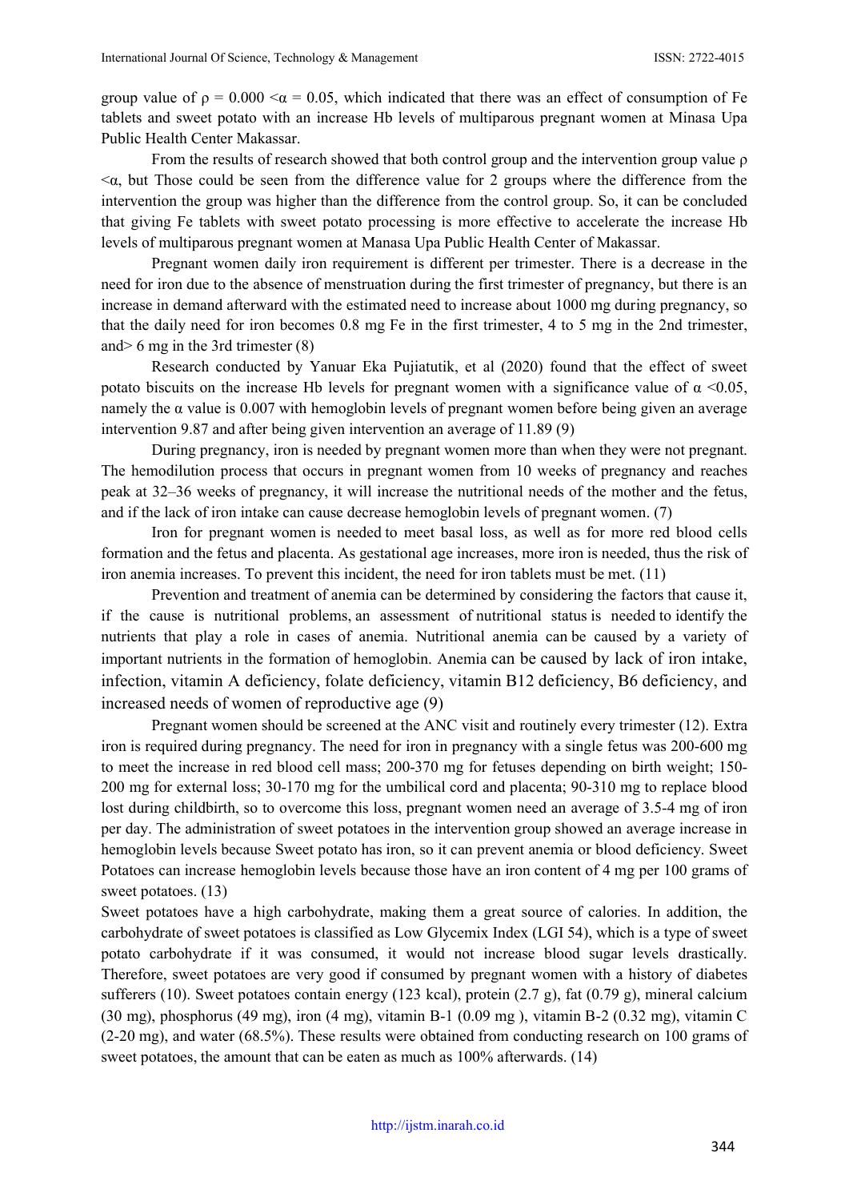group value of $\rho = 0.000 < \alpha = 0.05$, which indicated that there was an effect of consumption of Fe tablets and sweet potato with an increase Hb levels of multiparous pregnant women at Minasa Upa Public Health Center Makassar.

From the results of research showed that both control group and the intervention group value $\rho < \alpha$, but Those could be seen from the difference value for 2 groups where the difference from the intervention the group was higher than the difference from the control group. So, it can be concluded that giving Fe tablets with sweet potato processing is more effective to accelerate the increase Hb levels of multiparous pregnant women at Manasa Upa Public Health Center of Makassar.

Pregnant women daily iron requirement is different per trimester. There is a decrease in the need for iron due to the absence of menstruation during the first trimester of pregnancy, but there is an increase in demand afterward with the estimated need to increase about 1000 mg during pregnancy, so that the daily need for iron becomes 0.8 mg Fe in the first trimester, 4 to 5 mg in the 2nd trimester, and> 6 mg in the 3rd trimester (8)

Research conducted by Yanuar Eka Pujiatutik, et al (2020) found that the effect of sweet potato biscuits on the increase Hb levels for pregnant women with a significance value of $\alpha < 0.05$, namely the $\alpha$ value is 0.007 with hemoglobin levels of pregnant women before being given an average intervention 9.87 and after being given intervention an average of 11.89 (9)

During pregnancy, iron is needed by pregnant women more than when they were not pregnant. The hemodilution process that occurs in pregnant women from 10 weeks of pregnancy and reaches peak at 32–36 weeks of pregnancy, it will increase the nutritional needs of the mother and the fetus, and if the lack of iron intake can cause decrease hemoglobin levels of pregnant women. (7)

Iron for pregnant women is needed to meet basal loss, as well as for more red blood cells formation and the fetus and placenta. As gestational age increases, more iron is needed, thus the risk of iron anemia increases. To prevent this incident, the need for iron tablets must be met. (11)

Prevention and treatment of anemia can be determined by considering the factors that cause it, if the cause is nutritional problems, an assessment of nutritional status is needed to identify the nutrients that play a role in cases of anemia. Nutritional anemia can be caused by a variety of important nutrients in the formation of hemoglobin. Anemia can be caused by lack of iron intake, infection, vitamin A deficiency, folate deficiency, vitamin B12 deficiency, B6 deficiency, and increased needs of women of reproductive age (9)

Pregnant women should be screened at the ANC visit and routinely every trimester (12). Extra iron is required during pregnancy. The need for iron in pregnancy with a single fetus was 200-600 mg to meet the increase in red blood cell mass; 200-370 mg for fetuses depending on birth weight; 150-200 mg for external loss; 30-170 mg for the umbilical cord and placenta; 90-310 mg to replace blood lost during childbirth, so to overcome this loss, pregnant women need an average of 3.5-4 mg of iron per day. The administration of sweet potatoes in the intervention group showed an average increase in hemoglobin levels because Sweet potato has iron, so it can prevent anemia or blood deficiency. Sweet Potatoes can increase hemoglobin levels because those have an iron content of 4 mg per 100 grams of sweet potatoes. (13)

Sweet potatoes have a high carbohydrate, making them a great source of calories. In addition, the carbohydrate of sweet potatoes is classified as Low Glycemix Index (LGI 54), which is a type of sweet potato carbohydrate if it was consumed, it would not increase blood sugar levels drastically. Therefore, sweet potatoes are very good if consumed by pregnant women with a history of diabetes sufferers (10). Sweet potatoes contain energy (123 kcal), protein (2.7 g), fat (0.79 g), mineral calcium (30 mg), phosphorus (49 mg), iron (4 mg), vitamin B-1 (0.09 mg ), vitamin B-2 (0.32 mg), vitamin C (2-20 mg), and water (68.5%). These results were obtained from conducting research on 100 grams of sweet potatoes, the amount that can be eaten as much as 100% afterwards. (14)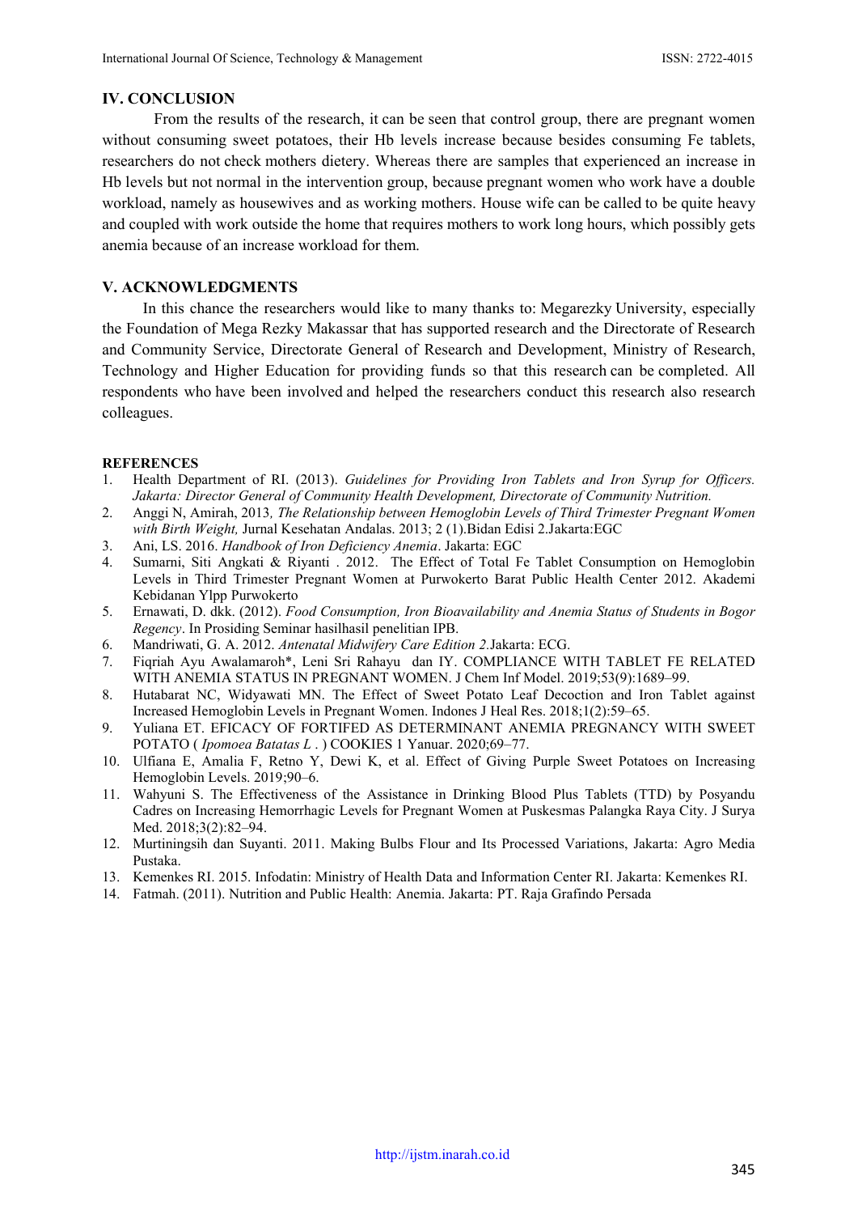## IV. CONCLUSION

From the results of the research, it can be seen that control group, there are pregnant women without consuming sweet potatoes, their Hb levels increase because besides consuming Fe tablets, researchers do not check mothers dietery. Whereas there are samples that experienced an increase in Hb levels but not normal in the intervention group, because pregnant women who work have a double workload, namely as housewives and as working mothers. House wife can be called to be quite heavy and coupled with work outside the home that requires mothers to work long hours, which possibly gets anemia because of an increase workload for them.

## V. ACKNOWLEDGMENTS

In this chance the researchers would like to many thanks to: Megarezky University, especially the Foundation of Mega Rezky Makassar that has supported research and the Directorate of Research and Community Service, Directorate General of Research and Development, Ministry of Research, Technology and Higher Education for providing funds so that this research can be completed. All respondents who have been involved and helped the researchers conduct this research also research colleagues.

## REFERENCES

1. Health Department of RI. (2013). *Guidelines for Providing Iron Tablets and Iron Syrup for Officers. Jakarta: Director General of Community Health Development, Directorate of Community Nutrition.*
2. Anggi N, Amirah, 2013*, The Relationship between Hemoglobin Levels of Third Trimester Pregnant Women with Birth Weight,* Jurnal Kesehatan Andalas. 2013; 2 (1).Bidan Edisi 2.Jakarta:EGC
3. Ani, LS. 2016. *Handbook of Iron Deficiency Anemia*. Jakarta: EGC
4. Sumarni, Siti Angkati & Riyanti . 2012. The Effect of Total Fe Tablet Consumption on Hemoglobin Levels in Third Trimester Pregnant Women at Purwokerto Barat Public Health Center 2012. Akademi Kebidanan Ylpp Purwokerto
5. Ernawati, D. dkk. (2012). *Food Consumption, Iron Bioavailability and Anemia Status of Students in Bogor Regency*. In Prosiding Seminar hasilhasil penelitian IPB.
6. Mandriwati, G. A. 2012. *Antenatal Midwifery Care Edition 2*.Jakarta: ECG.
7. Fiqriah Ayu Awalamaroh*, Leni Sri Rahayu dan IY. COMPLIANCE WITH TABLET FE RELATED WITH ANEMIA STATUS IN PREGNANT WOMEN. J Chem Inf Model. 2019;53(9):1689–99.
8. Hutabarat NC, Widyawati MN. The Effect of Sweet Potato Leaf Decoction and Iron Tablet against Increased Hemoglobin Levels in Pregnant Women. Indones J Heal Res. 2018;1(2):59–65.
9. Yuliana ET. EFICACY OF FORTIFED AS DETERMINANT ANEMIA PREGNANCY WITH SWEET POTATO ( *Ipomoea Batatas L* . ) COOKIES 1 Yanuar. 2020;69–77.
10. Ulfiana E, Amalia F, Retno Y, Dewi K, et al. Effect of Giving Purple Sweet Potatoes on Increasing Hemoglobin Levels. 2019;90–6.
11. Wahyuni S. The Effectiveness of the Assistance in Drinking Blood Plus Tablets (TTD) by Posyandu Cadres on Increasing Hemorrhagic Levels for Pregnant Women at Puskesmas Palangka Raya City. J Surya Med. 2018;3(2):82–94.
12. Murtiningsih dan Suyanti. 2011. Making Bulbs Flour and Its Processed Variations, Jakarta: Agro Media Pustaka.
13. Kemenkes RI. 2015. Infodatin: Ministry of Health Data and Information Center RI. Jakarta: Kemenkes RI.
14. Fatmah. (2011). Nutrition and Public Health: Anemia. Jakarta: PT. Raja Grafindo Persada